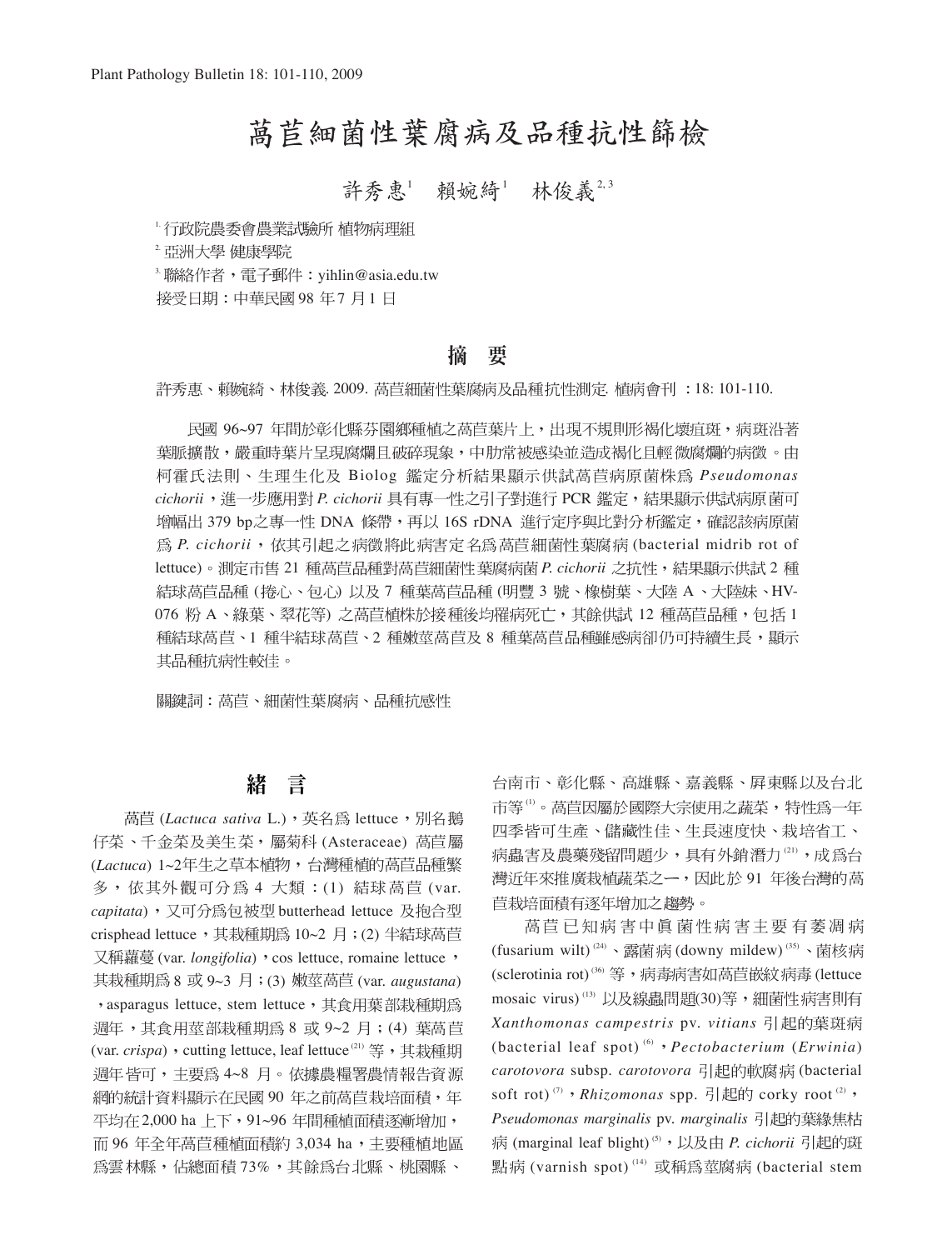# 萵苣細菌性葉腐病及品種抗性篩檢

許秀惠[1]　賴婉綺[1]　林俊義[2,3]

1. 行政院農委會農業試驗所 植物病理組
2. 亞洲大學 健康學院
3. 聯絡作者，電子郵件：yihlin@asia.edu.tw

接受日期：中華民國 98 年7 月1 日

## 摘　要

許秀惠、賴婉綺、林俊義. 2009. 萵苣細菌性葉腐病及品種抗性測定. 植病會刊 ：18: 101-110.

民國 96~97 年間於彰化縣芬園鄉種植之萵苣葉片上，出現不規則形褐化壞疽斑，病斑沿著葉脈擴散，嚴重時葉片呈現腐爛且破碎現象，中肋常被感染並造成褐化且輕微腐爛的病徵。由柯霍氏法則、生理生化及 Biolog 鑑定分析結果顯示供試萵苣病原菌株為 *Pseudomonas cichorii*，進一步應用對 *P. cichorii* 具有專一性之引子對進行 PCR 鑑定，結果顯示供試病原菌可增幅出 379 bp之專一性 DNA 條帶，再以 16S rDNA 進行定序與比對分析鑑定，確認該病原菌為 *P. cichorii*，依其引起之病徵將此病害定名為萵苣細菌性葉腐病 (bacterial midrib rot of lettuce)。測定市售 21 種萵苣品種對萵苣細菌性葉腐病菌 *P. cichorii* 之抗性，結果顯示供試 2 種結球萵苣品種 (捲心、包心) 以及 7 種葉萵苣品種 (明豐 3 號、橡樹葉、大陸 A 、大陸妹、HV-076 粉 A、綠葉、翠花萼) 之萵苣植株於接種後均罹病死亡，其餘供試 12 種萵苣品種，包括 1 種結球萵苣、1 種半結球萵苣、2 種嫩莖萵苣及 8 種葉萵苣品種雖感病卻仍可持續生長，顯示其品種抗病性較佳。

關鍵詞：萵苣、細菌性葉腐病、品種抗感性

## 緒　言

萵苣 (*Lactuca sativa* L.)，英名為 lettuce，別名鵝仔菜、千金菜及美生菜，屬菊科 (Asteraceae) 萵苣屬 (*Lactuca*) 1~2年生之草本植物，台灣種植的萵苣品種繁多，依其外觀可分為 4 大類：(1) 結球萵苣 (var. *capitata*)，又可分為包被型 butterhead lettuce 及抱合型 crisphead lettuce，其栽種期為 10~2 月；(2) 半結球萵苣又稱蘿蔓 (var. *longifolia*)，cos lettuce, romaine lettuce，其栽種期為 8 或 9~3 月；(3) 嫩莖萵苣 (var. *augustana*)，asparagus lettuce, stem lettuce，其食用葉部栽種期為週年，其食用莖部栽種期為 8 或 9~2 月；(4) 葉萵苣 (var. *crispa*)，cutting lettuce, leaf lettuce [21] 等，其栽種期週年皆可，主要為 4~8 月。依據農糧署農情報告資源網的統計資料顯示在民國 90 年之前萵苣栽培面積，年平均在2,000 ha 上下，91~96 年間種植面積逐漸增加，而 96 年全年萵苣種植面積約 3,034 ha，主要種植地區為雲林縣，佔總面積 73%，其餘為台北縣、桃園縣、台南市、彰化縣、高雄縣、嘉義縣、屏東縣以及台北市等 [1]。萵苣因屬於國際大宗使用之蔬菜，特性為一年四季皆可生產、儲藏性佳、生長速度快、栽培省工、病蟲害及農藥殘留問題少，具有外銷潛力 [21]，成為台灣近年來推廣栽植蔬菜之一，因此於 91 年後台灣的萵苣栽培面積有逐年增加之趨勢。

萵苣已知病害中真菌性病害主要有萎凋病 (fusarium wilt) [24]、露菌病 (downy mildew) [35]、菌核病 (sclerotinia rot) [36] 等，病毒病害如萵苣嵌紋病毒 (lettuce mosaic virus) [13] 以及線蟲問題(30)等，細菌性病害則有 *Xanthomonas campestris* pv. *vitians* 引起的葉斑病 (bacterial leaf spot) [6]，*Pectobacterium* (*Erwinia*) *carotovora* subsp. *carotovora* 引起的軟腐病 (bacterial soft rot) [7]，*Rhizomonas* spp. 引起的 corky root [2]，*Pseudomonas marginalis* pv. *marginalis* 引起的葉緣焦枯病 (marginal leaf blight) [5]，以及由 *P. cichorii* 引起的斑點病 (varnish spot) [14] 或稱為莖腐病 (bacterial stem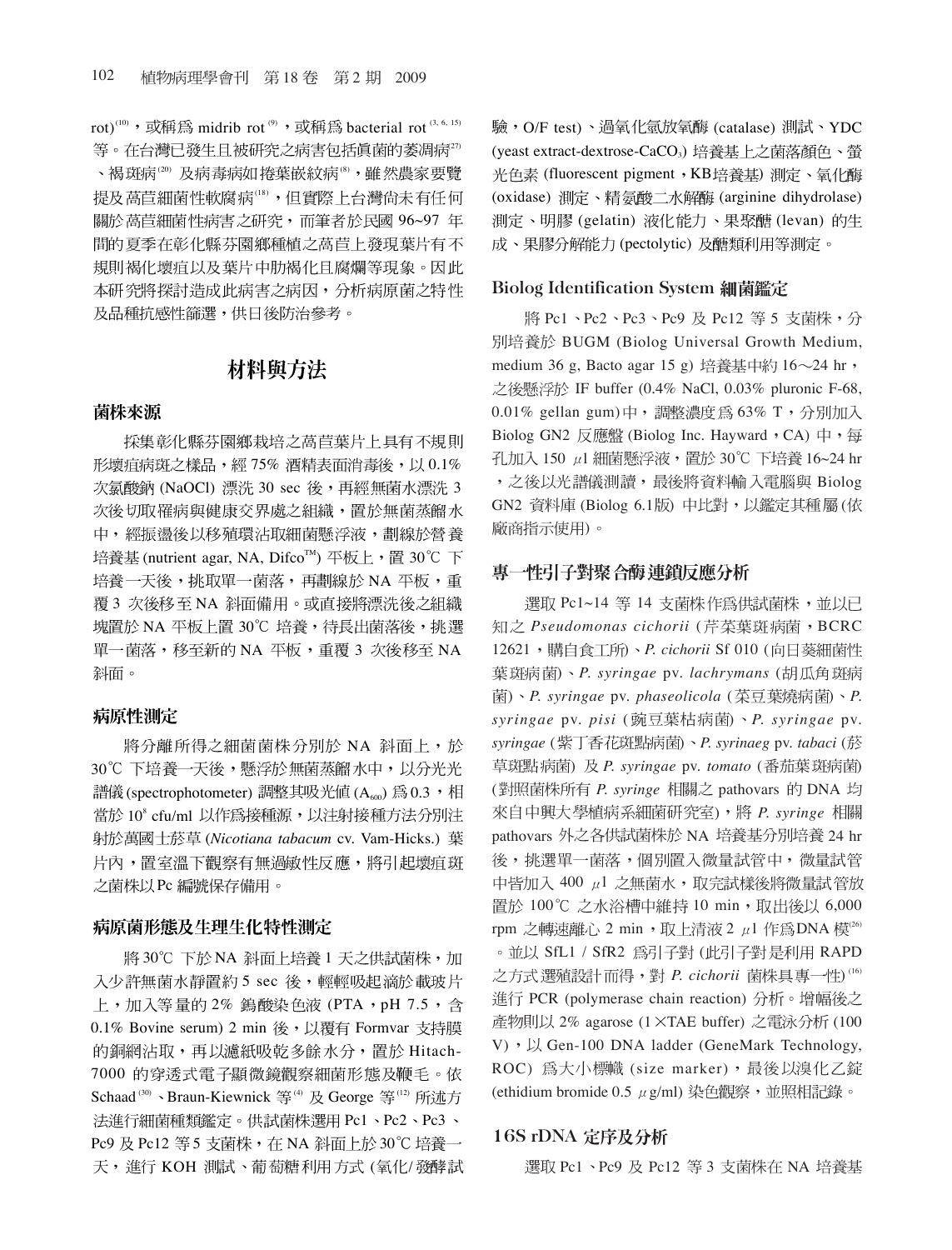rot)[10]，或稱為 midrib rot[9]，或稱為 bacterial rot[3, 6, 15] 等。在台灣已發生且被研究之病害包括真菌的萎凋病[27]、褐斑病[20] 及病毒病如捲葉嵌紋病[8]，雖然農家要覽提及萵苣細菌性軟腐病[18]，但實際上台灣尚未有任何關於萵苣細菌性病害之研究，而筆者於民國 96~97 年間的夏季在彰化縣芬園鄉種植之萵苣上發現葉片有不規則褐化壞疽以及葉片中肋褐化且腐爛等現象。因此本研究將探討造成此病害之病因，分析病原菌之特性及品種抗感性篩選，供日後防治參考。

## 材料與方法

### 菌株來源

採集彰化縣芬園鄉栽培之萵苣葉片上具有不規則形壞疽病斑之樣品，經 75% 酒精表面消毒後，以 0.1% 次氯酸鈉 (NaOCl) 漂洗 30 sec 後，再經無菌水漂洗 3 次後切取罹病與健康交界處之組織，置於無菌蒸餾水中，經振盪後以移殖環沾取細菌懸浮液，劃線於營養培養基 (nutrient agar, NA, Difco™) 平板上，置 30℃ 下培養一天後，挑取單一菌落，再劃線於 NA 平板，重覆 3 次後移至 NA 斜面備用。或直接將漂洗後之組織塊置於 NA 平板上置 30℃ 培養，待長出菌落後，挑選單一菌落，移至新的 NA 平板，重覆 3 次後移至 NA 斜面。

### 病原性測定

將分離所得之細菌菌株分別於 NA 斜面上，於 30℃ 下培養一天後，懸浮於無菌蒸餾水中，以分光光譜儀 (spectrophotometer) 調整其吸光值 ($A_{600}$) 為 0.3，相當於 $10^8$ cfu/ml 以作為接種源，以注射接種方法分別注射於萬國士菸草 (*Nicotiana tabacum* cv. Vam-Hicks.) 葉片內，置室溫下觀察有無過敏性反應，將引起壞疽斑之菌株以 Pc 編號保存備用。

### 病原菌形態及生理生化特性測定

將 30℃ 下於 NA 斜面上培養 1 天之供試菌株，加入少許無菌水靜置約 5 sec 後，輕輕吸起滴於載玻片上，加入等量的 2% 鎢酸染色液 (PTA，pH 7.5，含 0.1% Bovine serum) 2 min 後，以覆有 Formvar 支持膜的銅網沾取，再以濾紙吸乾多餘水分，置於 Hitach-7000 的穿透式電子顯微鏡觀察細菌形態及鞭毛。依 Schaad[30]、Braun-Kiewnick 等[4] 及 George 等[12] 所述方法進行細菌種類鑑定。供試菌株選用 Pc1、Pc2、Pc3、Pc9 及 Pc12 等 5 支菌株，在 NA 斜面上於 30℃ 培養一天，進行 KOH 測試、葡萄糖利用方式 (氧化/ 發酵試驗，O/F test)、過氧化氫放氧酶 (catalase) 測試、YDC (yeast extract-dextrose-$CaCO_3$) 培養基上之菌落顏色、螢光色素 (fluorescent pigment，KB培養基) 測定、氧化酶 (oxidase) 測定、精氨酸二水解酶 (arginine dihydrolase) 測定、明膠 (gelatin) 液化能力、果聚醣 (levan) 的生成、果膠分解能力 (pectolytic) 及醣類利用等測定。

### Biolog Identification System 細菌鑑定

將 Pc1、Pc2、Pc3、Pc9 及 Pc12 等 5 支菌株，分別培養於 BUGM (Biolog Universal Growth Medium, medium 36 g, Bacto agar 15 g) 培養基中約 16～24 hr，之後懸浮於 IF buffer (0.4% NaCl, 0.03% pluronic F-68, 0.01% gellan gum) 中，調整濃度為 63% T，分別加入 Biolog GN2 反應盤 (Biolog Inc. Hayward，CA) 中，每孔加入 150 μl 細菌懸浮液，置於 30℃ 下培養 16~24 hr，之後以光譜儀測讀，最後將資料輸入電腦與 Biolog GN2 資料庫 (Biolog 6.1版) 中比對，以鑑定其種屬 (依廠商指示使用)。

### 專一性引子對聚合酶連鎖反應分析

選取 Pc1~14 等 14 支菌株作為供試菌株，並以已知之 *Pseudomonas cichorii* (芹菜葉斑病菌，BCRC 12621，購自食工所)、*P. cichorii* Sf 010 (向日葵細菌性葉斑病菌)、*P. syringae* pv. *lachrymans* (胡瓜角斑病菌)、*P. syringae* pv. *phaseolicola* (菜豆葉燒病菌)、*P. syringae* pv. *pisi* (豌豆葉枯病菌)、*P. syringae* pv. *syringae* (紫丁香花斑點病菌)、*P. syrinaeg* pv. *tabaci* (菸草斑點病菌) 及 *P. syringae* pv. *tomato* (番茄葉斑病菌) (對照菌株所有 *P. syringe* 相關之 pathovars 的 DNA 均來自中興大學植病系細菌研究室)，將 *P. syringe* 相關 pathovars 外之各供試菌株於 NA 培養基分別培養 24 hr 後，挑選單一菌落，個別置入微量試管中，微量試管中皆加入 400 μl 之無菌水，取完試樣後將微量試管放置於 100℃ 之水浴槽中維持 10 min，取出後以 6,000 rpm 之轉速離心 2 min，取上清液 2 μl 作為DNA 模[26]。並以 SfL1 / SfR2 為引子對 (此引子對是利用 RAPD 之方式選殖設計而得，對 *P. cichorii* 菌株具專一性)[16] 進行 PCR (polymerase chain reaction) 分析。增幅後之產物則以 2% agarose (1×TAE buffer) 之電泳分析 (100 V)，以 Gen-100 DNA ladder (GeneMark Technology, ROC) 為大小標幟 (size marker)，最後以溴化乙錠 (ethidium bromide 0.5 μg/ml) 染色觀察，並照相記錄。

### 16S rDNA 定序及分析

選取 Pc1、Pc9 及 Pc12 等 3 支菌株在 NA 培養基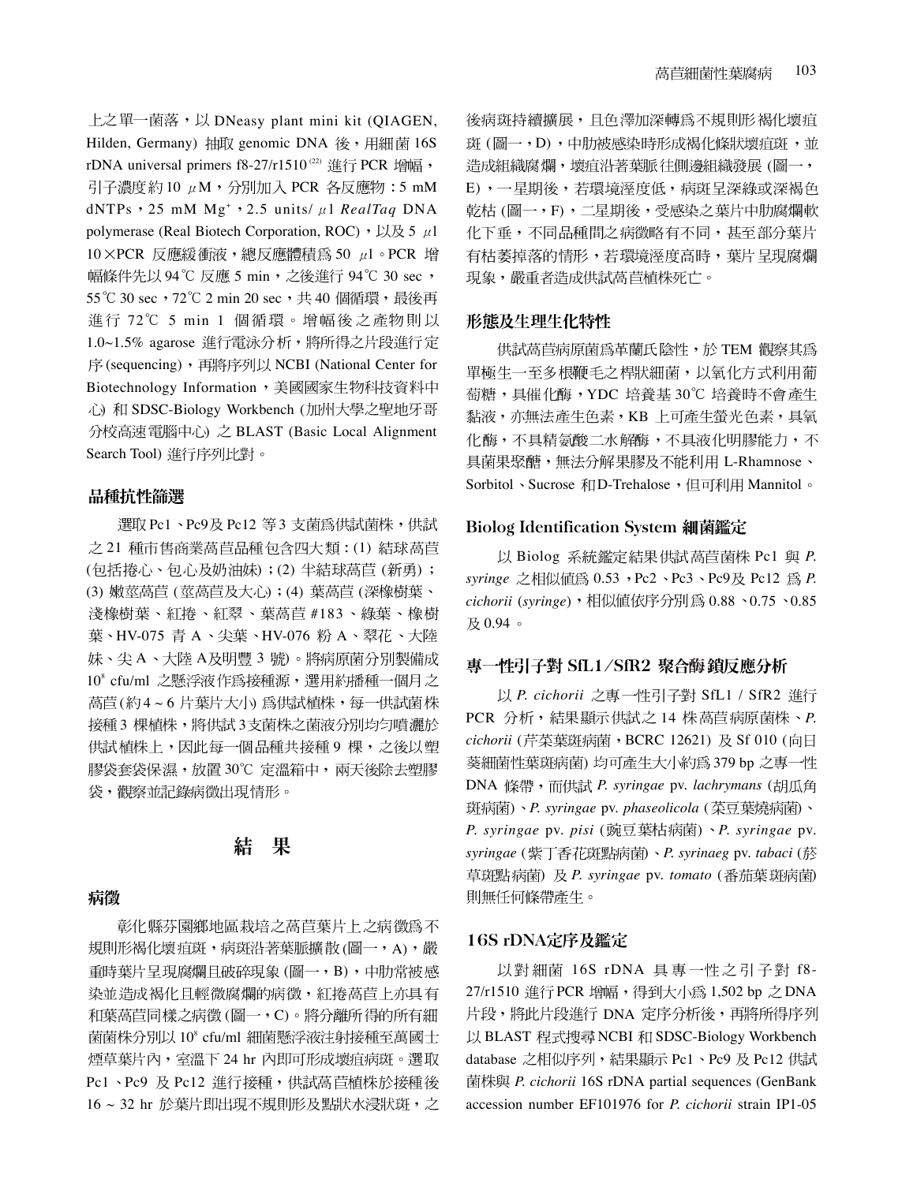上之單一菌落，以 DNeasy plant mini kit (QIAGEN, Hilden, Germany) 抽取 genomic DNA 後，用細菌 16S rDNA universal primers f8-27/r1510 [22] 進行 PCR 增幅，引子濃度約 10 μM，分別加入 PCR 各反應物：5 mM dNTPs，25 mM $Mg^{+}$，2.5 units/ μl *RealTaq* DNA polymerase (Real Biotech Corporation, ROC)，以及 5 μl 10×PCR 反應緩衝液，總反應體積爲 50 μl。PCR 增幅條件先以 94℃ 反應 5 min，之後進行 94℃ 30 sec，55℃ 30 sec，72℃ 2 min 20 sec，共 40 個循環，最後再進行 72℃ 5 min 1 個循環。增幅後之產物則以 1.0~1.5% agarose 進行電泳分析，將所得之片段進行定序 (sequencing)，再將序列以 NCBI (National Center for Biotechnology Information，美國國家生物科技資料中心) 和 SDSC-Biology Workbench (加州大學之聖地牙哥分校高速電腦中心) 之 BLAST (Basic Local Alignment Search Tool) 進行序列比對。

### 品種抗性篩選

選取 Pc1、Pc9及 Pc12 等 3 支菌爲供試菌株，供試之 21 種市售商業萵苣品種包含四大類：(1) 結球萵苣 (包括捲心、包心及奶油妹)；(2) 半結球萵苣 (新勇)；(3) 嫩莖萵苣 (莖萵苣及大心)；(4) 葉萵苣 (深橡樹葉、淺橡樹葉、紅捲、紅翠、葉萵苣 #183、綠葉、橡樹葉、HV-075 青 A、尖葉、HV-076 粉 A、翠花、大陸妹、尖 A、大陸 A及明豐 3 號)。將病原菌分別製備成 $10^8$ cfu/ml 之懸浮液作爲接種源，選用約播種一個月之萵苣(約 4 ~ 6 片葉片大小) 爲供試植株，每一供試菌株接種 3 棵植株，將供試 3 支菌株之菌液分別均勻噴灑於供試植株上，因此每一個品種共接種 9 棵，之後以塑膠袋套袋保濕，放置 30℃ 定溫箱中，兩天後除去塑膠袋，觀察並記錄病徵出現情形。

## 結　果

### 病徵

彰化縣芬園鄉地區栽培之萵苣葉片上之病徵爲不規則形褐化壞疽斑，病斑沿著葉脈擴散 (圖一，A)，嚴重時葉片呈現腐爛且破碎現象 (圖一，B)，中肋常被感染並造成褐化且輕微腐爛的病徵，紅捲萵苣上亦具有和葉萵苣同樣之病徵 (圖一，C)。將分離所得的所有細菌菌株分別以 $10^8$ cfu/ml 細菌懸浮液注射接種至萬國士煙草葉片內，室溫下 24 hr 內即可形成壞疽病斑。選取 Pc1、Pc9 及 Pc12 進行接種，供試萵苣植株於接種後 16 ~ 32 hr 於葉片即出現不規則形及點狀水浸狀斑，之後病斑持續擴展，且色澤加深轉爲不規則形褐化壞疽斑 (圖一，D)，中肋被感染時形成褐化條狀壞疽斑，並造成組織腐爛，壞疽沿著葉脈往側邊組織發展 (圖一，E)，一星期後，若環境溼度低，病斑呈深綠或深褐色乾枯 (圖一，F)，二星期後，受感染之葉片中肋腐爛軟化下垂，不同品種間之病徵略有不同，甚至部分葉片有枯萎掉落的情形，若環境溼度高時，葉片呈現腐爛現象，嚴重者造成供試萵苣植株死亡。

### 形態及生理生化特性

供試萵苣病原菌爲革蘭氏陰性，於 TEM 觀察其爲單極生一至多根鞭毛之桿狀細菌，以氧化方式利用葡萄糖，具催化酶，YDC 培養基 30℃ 培養時不會產生黏液，亦無法產生色素，KB 上可產生螢光色素，具氧化酶，不具精氨酸二水解酶，不具液化明膠能力，不具菌果聚醣，無法分解果膠及不能利用 L-Rhamnose、Sorbitol、Sucrose 和D-Trehalose，但可利用 Mannitol。

### Biolog Identification System 細菌鑑定

以 Biolog 系統鑑定結果供試萵苣菌株 Pc1 與 *P. syringe* 之相似值爲 0.53，Pc2、Pc3、Pc9及 Pc12 爲 *P. cichorii* (*syringe*)，相似值依序分別爲 0.88、0.75、0.85 及 0.94。

### 專一性引子對 SfL1/SfR2 聚合酶鏈反應分析

以 *P. cichorii* 之專一性引子對 SfL1 / SfR2 進行 PCR 分析，結果顯示供試之 14 株萵苣病原菌株、*P. cichorii* (芹菜葉斑病菌，BCRC 12621) 及 Sf 010 (向日葵細菌性葉斑病菌) 均可產生大小約爲 379 bp 之專一性 DNA 條帶，而供試 *P. syringae* pv. *lachrymans* (胡瓜角斑病菌)、*P. syringae* pv. *phaseolicola* (菜豆葉燒病菌)、*P. syringae* pv. *pisi* (豌豆葉枯病菌)、*P. syringae* pv. *syringae* (紫丁香花斑點病菌)、*P. syrinaeg* pv. *tabaci* (菸草斑點病菌) 及 *P. syringae* pv. *tomato* (番茄葉斑病菌) 則無任何條帶產生。

### 16S rDNA定序及鑑定

以對細菌 16S rDNA 具專一性之引子對 f8-27/r1510 進行 PCR 增幅，得到大小爲 1,502 bp 之 DNA 片段，將此片段進行 DNA 定序分析後，再將所得序列以 BLAST 程式搜尋 NCBI 和 SDSC-Biology Workbench database 之相似序列，結果顯示 Pc1、Pc9 及 Pc12 供試菌株與 *P. cichorii* 16S rDNA partial sequences (GenBank accession number EF101976 for *P. cichorii* strain IP1-05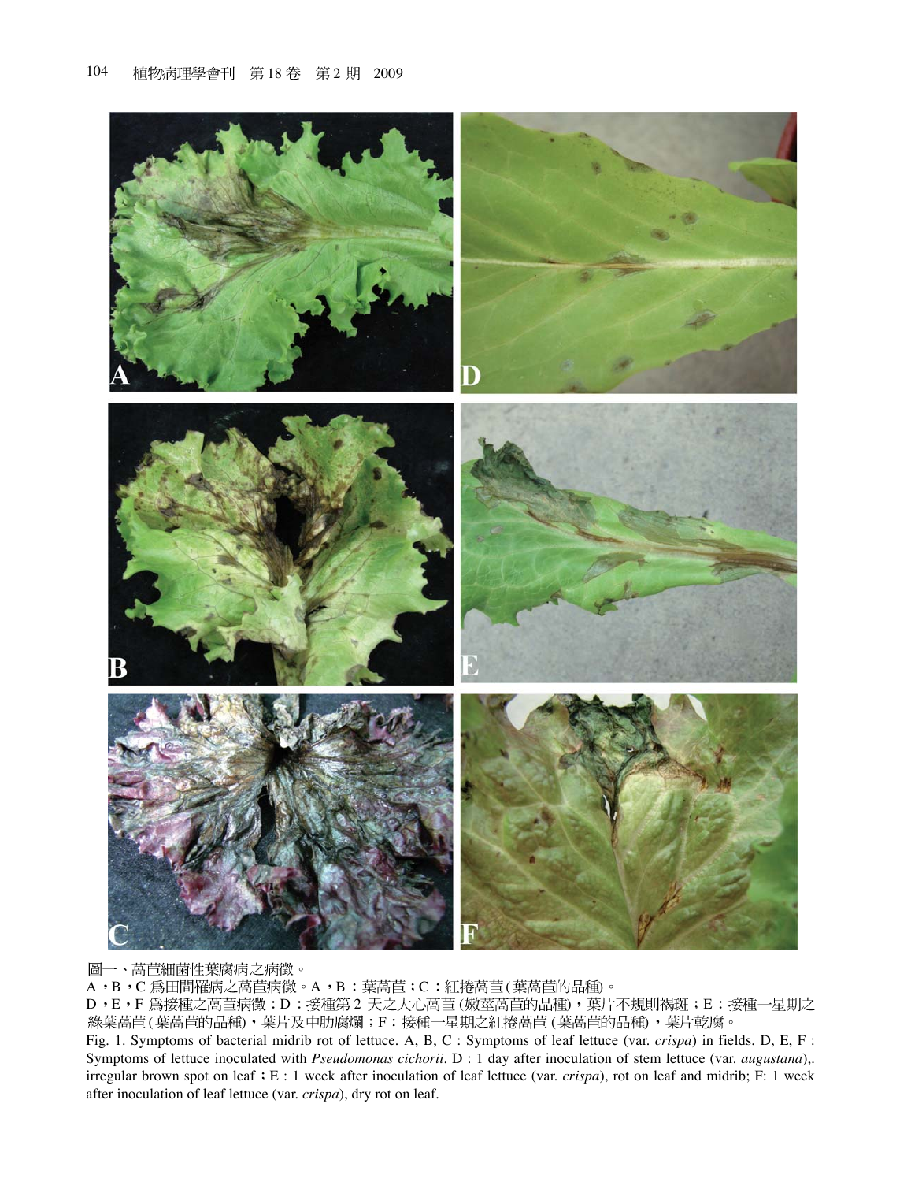圖一、萵苣細菌性葉腐病之病徵。

A，B，C 為田間罹病之萵苣病徵。A，B：葉萵苣；C：紅捲萵苣(葉萵苣的品種)。

D，E，F 為接種之萵苣病徵：D：接種第 2 天之大心萵苣(嫩莖萵苣的品種)，葉片不規則褐斑；E：接種一星期之綠葉萵苣(葉萵苣的品種)，葉片及中肋腐爛；F：接種一星期之紅捲萵苣(葉萵苣的品種)，葉片乾腐。

Fig. 1. Symptoms of bacterial midrib rot of lettuce. A, B, C : Symptoms of leaf lettuce (var. *crispa*) in fields. D, E, F : Symptoms of lettuce inoculated with *Pseudomonas cichorii*. D : 1 day after inoculation of stem lettuce (var. *augustana*),. irregular brown spot on leaf；E : 1 week after inoculation of leaf lettuce (var. *crispa*), rot on leaf and midrib; F: 1 week after inoculation of leaf lettuce (var. *crispa*), dry rot on leaf.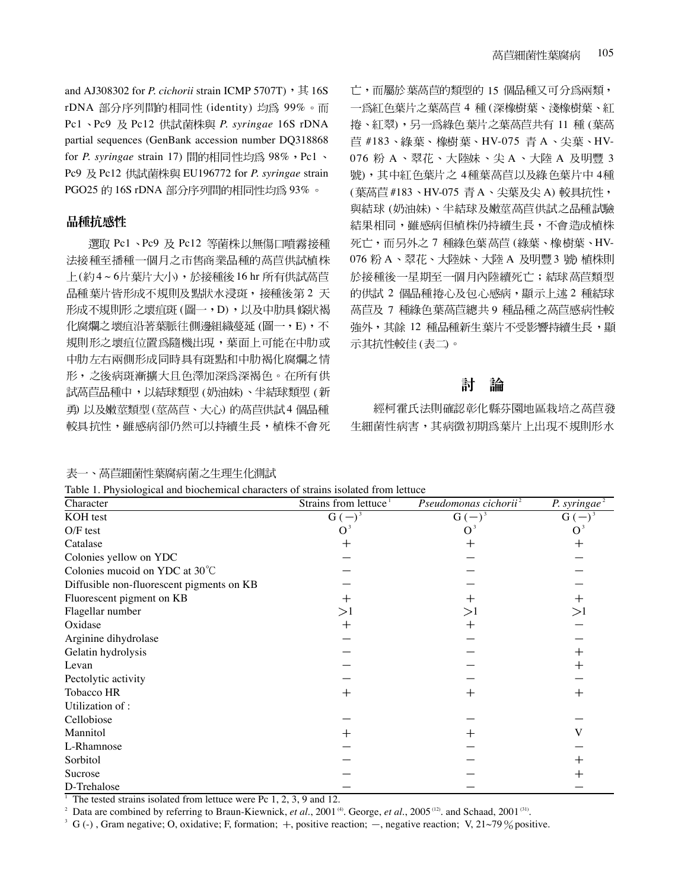and AJ308302 for *P. cichorii* strain ICMP 5707T)，其16S rDNA 部分序列間的相同性 (identity) 均為 99%。而 Pc1、Pc9 及 Pc12 供試菌株與 *P. syringae* 16S rDNA partial sequences (GenBank accession number DQ318868 for *P. syringae* strain 17) 間的相同性均為 98%，Pc1、Pc9 及 Pc12 供試菌株與 EU196772 for *P. syringae* strain PGO25 的 16S rDNA 部分序列間的相同性均為 93%。

## 品種抗感性

選取 Pc1、Pc9 及 Pc12 等菌株以無傷口噴霧接種法接種至播種一個月之市售商業品種的萵苣供試植株上(約4～6片葉片大小)，於接種後16 hr 所有供試萵苣品種葉片皆形成不規則及點狀水浸斑，接種後第 2 天形成不規則形之壞疽斑 (圖一，D)，以及中肋具條狀褐化腐爛之壞疽沿著葉脈往側邊組織蔓延 (圖一，E)，不規則形之壞疽位置為隨機出現，葉面上可能在中肋或中肋左右兩側形成同時具有斑點和中肋褐化腐爛之情形，之後病斑漸擴大且色澤加深為深褐色。在所有供試萵苣品種中，以結球類型 (奶油妹)、半結球類型 (新勇) 以及嫩莖類型 (莖萵苣、大心) 的萵苣供試4 個品種較具抗性，雖感病卻仍然可以持續生長，植株不會死亡，而屬於葉萵苣的類型的 15 個品種又可分為兩類，一為紅色葉片之葉萵苣 4 種 (深橡樹葉、淺橡樹葉、紅捲、紅翠)，另一為綠色葉片之葉萵苣共有 11 種 (葉萵苣 #183、綠葉、橡樹葉、HV-075 青 A、尖葉、HV-076 粉 A、翠花、大陸妹、尖 A、大陸 A 及明豐 3 號)，其中紅色葉片之 4種葉萵苣以及綠色葉片中 4種 (葉萵苣 #183、HV-075 青A、尖葉及尖 A) 較具抗性，與結球 (奶油妹)、半結球及嫩莖萵苣供試之品種試驗結果相同，雖感病但植株仍持續生長，不會造成植株死亡，而另外之 7 種綠色葉萵苣 (綠葉、橡樹葉、HV-076 粉 A、翠花、大陸妹、大陸 A 及明豐3 號) 植株則於接種後一星期至一個月內陸續死亡；結球萵苣類型的供試 2 個品種捲心及包心感病，顯示上述 2 種結球萵苣及 7 種綠色葉萵苣總共 9 種品種之萵苣感病性較強外，其餘 12 種品種新生葉片不受影響持續生長，顯示其抗性較佳 (表二)。

## 討　論

經柯霍氏法則確認彰化縣芬園地區栽培之萵苣發生細菌性病害，其病徵初期為葉片上出現不規則形水

表一、萵苣細菌性葉腐病菌之生理生化測試

Table 1. Physiological and biochemical characters of strains isolated from lettuce

| Character | Strains from lettuce [1] | *Pseudomonas cichorii* [2] | *P. syringae* [2] |
|---|---|---|---|
| KOH test | G (−) [3] | G (−) [3] | G (−) [3] |
| O/F test | O [3] | O [3] | O [3] |
| Catalase | + | + | + |
| Colonies yellow on YDC | − | − | − |
| Colonies mucoid on YDC at 30℃ | − | − | − |
| Diffusible non-fluorescent pigments on KB | − | − | − |
| Fluorescent pigment on KB | + | + | + |
| Flagellar number | >1 | >1 | >1 |
| Oxidase | + | + | − |
| Arginine dihydrolase | − | − | − |
| Gelatin hydrolysis | − | − | + |
| Levan | − | − | + |
| Pectolytic activity | − | − | − |
| Tobacco HR | + | + | + |
| Utilization of : | | | |
| Cellobiose | − | − | − |
| Mannitol | + | + | V |
| L-Rhamnose | − | − | − |
| Sorbitol | − | − | + |
| Sucrose | − | − | + |
| D-Trehalose | − | − | − |

[1] The tested strains isolated from lettuce were Pc 1, 2, 3, 9 and 12.

[2] Data are combined by referring to Braun-Kiewnick, *et al.*, 2001 [(4)]. George, *et al.*, 2005 [(12)]. and Schaad, 2001 [(31)].

[3] G (-) , Gram negative; O, oxidative; F, formation; +, positive reaction; −, negative reaction; V, 21~79％positive.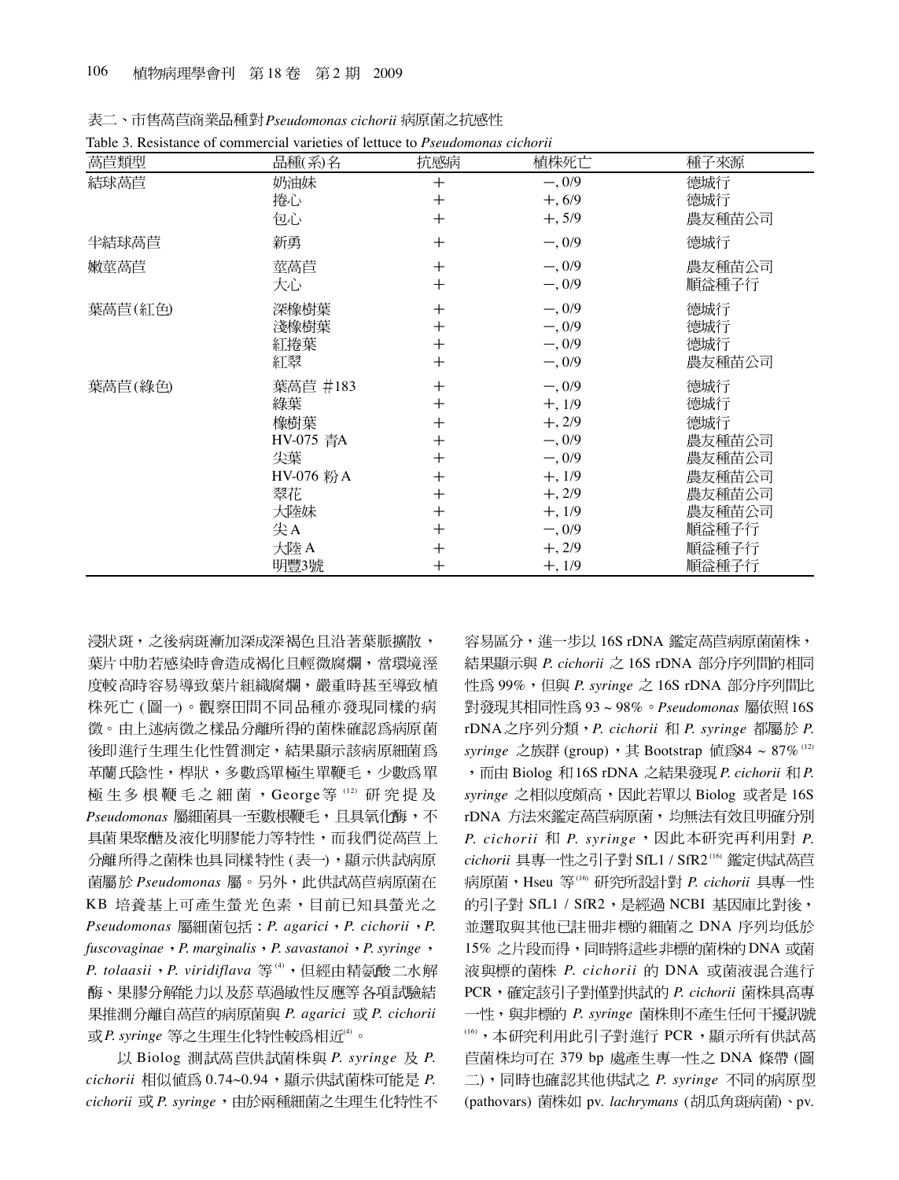表二、市售萵苣商業品種對*Pseudomonas cichorii* 病原菌之抗感性

Table 3. Resistance of commercial varieties of lettuce to *Pseudomonas cichorii*

| 萵苣類型 | 品種(系)名 | 抗感病 | 植株死亡 | 種子來源 |
|---|---|---|---|---|
| 結球萵苣 | 奶油妹 | + | −, 0/9 | 德城行 |
| | 捲心 | + | +, 6/9 | 德城行 |
| | 包心 | + | +, 5/9 | 農友種苗公司 |
| 半結球萵苣 | 新勇 | + | −, 0/9 | 德城行 |
| 嫩莖萵苣 | 莖萵苣 | + | −, 0/9 | 農友種苗公司 |
| | 大心 | + | −, 0/9 | 順益種子行 |
| 葉萵苣(紅色) | 深橡樹葉 | + | −, 0/9 | 德城行 |
| | 淺橡樹葉 | + | −, 0/9 | 德城行 |
| | 紅捲葉 | + | −, 0/9 | 德城行 |
| | 紅翠 | + | −, 0/9 | 農友種苗公司 |
| 葉萵苣(綠色) | 葉萵苣 #183 | + | −, 0/9 | 德城行 |
| | 綠葉 | + | +, 1/9 | 德城行 |
| | 橡樹葉 | + | +, 2/9 | 德城行 |
| | HV-075 青A | + | −, 0/9 | 農友種苗公司 |
| | 尖葉 | + | −, 0/9 | 農友種苗公司 |
| | HV-076 粉A | + | +, 1/9 | 農友種苗公司 |
| | 翠花 | + | +, 2/9 | 農友種苗公司 |
| | 大陸妹 | + | +, 1/9 | 農友種苗公司 |
| | 尖A | + | −, 0/9 | 順益種子行 |
| | 大陸A | + | +, 2/9 | 順益種子行 |
| | 明豐3號 | + | +, 1/9 | 順益種子行 |

浸狀斑，之後病斑漸加深成深褐色且沿著葉脈擴散，葉片中肋若感染時會造成褐化且輕微腐爛，當環境溼度較高時容易導致葉片組織腐爛，嚴重時甚至導致植株死亡 (圖一)。觀察田間不同品種亦發現同樣的病徵。由上述病徵之樣品分離所得的菌株確認為病原菌後即進行生理生化性質測定，結果顯示該病原細菌為革蘭氏陰性，桿狀，多數為單極生單鞭毛，少數為單極生多根鞭毛之細菌，George等 [12] 研究提及 *Pseudomonas* 屬細菌具一至數根鞭毛，且具氧化酶，不具菌果聚醣及液化明膠能力等特性，而我們從萵苣上分離所得之菌株也具同樣特性 (表一)，顯示供試病原菌屬於 *Pseudomonas* 屬。另外，此供試萵苣病原菌在 KB 培養基上可產生螢光色素，目前已知具螢光之 *Pseudomonas* 屬細菌包括：*P. agarici*，*P. cichorii*，*P. fuscovaginae*，*P. marginalis*，*P. savastanoi*，*P. syringe*，*P. tolaasii*，*P. viridiflava* 等 [4]，但經由精氨酸二水解酶、果膠分解能力以及菸草過敏性反應等各項試驗結果推測分離自萵苣的病原菌與 *P. agarici* 或 *P. cichorii* 或*P. syringe* 等之生理生化特性較為相近 [4]。

以 Biolog 測試萵苣供試菌株與 *P. syringe* 及 *P. cichorii* 相似值為 0.74~0.94，顯示供試菌株可能是 *P. cichorii* 或 *P. syringe*，由於兩種細菌之生理生化特性不容易區分，進一步以 16S rDNA 鑑定萵苣病原菌菌株，結果顯示與 *P. cichorii* 之 16S rDNA 部分序列間的相同性為 99%，但與 *P. syringe* 之 16S rDNA 部分序列間比對發現其相同性為 93 ~ 98%。*Pseudomonas* 屬依照 16S rDNA之序列分類，*P. cichorii* 和 *P. syringe* 都屬於 *P. syringe* 之族群 (group)，其 Bootstrap 值為84 ~ 87% [12]，而由 Biolog 和16S rDNA 之結果發現 *P. cichorii* 和 *P. syringe* 之相似度頗高，因此若單以 Biolog 或者是 16S rDNA 方法來鑑定萵苣病原菌，均無法有效且明確分別 *P. cichorii* 和 *P. syringe*，因此本研究再利用對 *P. cichorii* 具專一性之引子對 SfL1 / SfR2 [16] 鑑定供試萵苣病原菌，Hseu 等 [16] 研究所設計對 *P. cichorii* 具專一性的引子對 SfL1 / SfR2，是經過 NCBI 基因庫比對後，並選取與其他已註冊非標的細菌之 DNA 序列均低於 15% 之片段而得，同時將這些非標的菌株的DNA 或菌液與標的菌株 *P. cichorii* 的 DNA 或菌液混合進行 PCR，確定該引子對僅對供試的 *P. cichorii* 菌株具高專一性，與非標的 *P. syringe* 菌株則不產生任何干擾訊號 [16]，本研究利用此引子對進行 PCR，顯示所有供試萵苣菌株均可在 379 bp 處產生專一性之 DNA 條帶 (圖二)，同時也確認其他供試之 *P. syringe* 不同的病原型 (pathovars) 菌株如 pv. *lachrymans* (胡瓜角斑病菌)、pv.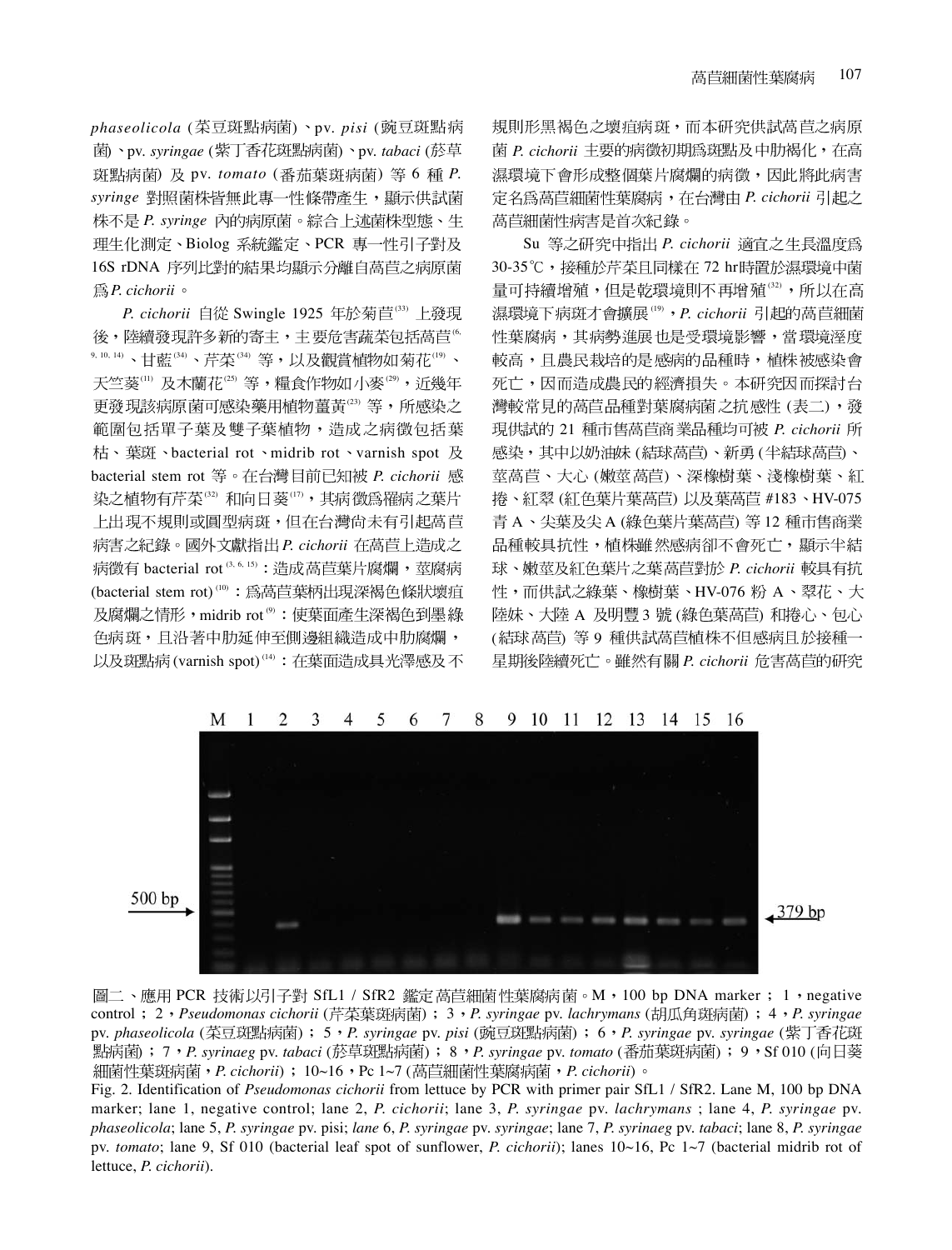*phaseolicola* (菜豆斑點病菌)、pv. *pisi* (豌豆斑點病菌)、pv. *syringae* (紫丁香花斑點病菌)、pv. *tabaci* (菸草斑點病菌) 及 pv. *tomato* (番茄葉斑病菌) 等 6 種 *P. syringe* 對照菌株皆無此專一性條帶產生，顯示供試菌株不是 *P. syringe* 內的病原菌。綜合上述菌株型態、生理生化測定、Biolog 系統鑑定、PCR 專一性引子對及 16S rDNA 序列比對的結果均顯示分離自萵苣之病原菌為 *P. cichorii*。

*P. cichorii* 自從 Swingle 1925 年於菊苣[33] 上發現後，陸續發現許多新的寄主，主要危害蔬菜包括萵苣[6, 9, 10, 14]、甘藍[34]、芹菜[34] 等，以及觀賞植物如菊花[19]、天竺葵[11] 及木蘭花[25] 等，糧食作物如小麥[29]，近幾年更發現該病原菌可感染藥用植物薑黃[23] 等，所感染之範圍包括單子葉及雙子葉植物，造成之病徵包括葉枯、葉斑、bacterial rot、midrib rot、varnish spot 及 bacterial stem rot 等。在台灣目前已知被 *P. cichorii* 感染之植物有芹菜[32] 和向日葵[17]，其病徵為罹病之葉片上出現不規則或圓型病斑，但在台灣尚未有引起萵苣病害之紀錄。國外文獻指出 *P. cichorii* 在萵苣上造成之病徵有 bacterial rot[3, 6, 15]：造成萵苣葉片腐爛，莖腐病 (bacterial stem rot)[10]：為萵苣葉柄出現深褐色條狀壞疽及腐爛之情形，midrib rot[9]：使葉面產生深褐色到墨綠色病斑，且沿著中肋延伸至側邊組織造成中肋腐爛，以及斑點病 (varnish spot)[14]：在葉面造成具光澤感及不規則形黑褐色之壞疽病斑，而本研究供試萵苣之病原菌 *P. cichorii* 主要的病徵初期為斑點及中肋褐化，在高濕環境下會形成整個葉片腐爛的病徵，因此將此病害定名為萵苣細菌性葉腐病，在台灣由 *P. cichorii* 引起之萵苣細菌性病害是首次紀錄。

Su 等之研究中指出 *P. cichorii* 適宜之生長溫度為 30-35℃，接種於芹菜且同樣在 72 hr時置於濕環境中菌量可持續增殖，但是乾環境則不再增殖[32]，所以在高濕環境下病斑才會擴展[19]，*P. cichorii* 引起的萵苣細菌性葉腐病，其病勢進展也是受環境影響，當環境溼度較高，且農民栽培的是感病的品種時，植株被感染會死亡，因而造成農民的經濟損失。本研究因而探討台灣較常見的萵苣品種對葉腐病菌之抗感性 (表二)，發現供試的 21 種市售萵苣商業品種均可被 *P. cichorii* 所感染，其中以奶油妹 (結球萵苣)、新勇 (半結球萵苣)、莖萵苣、大心 (嫩莖萵苣)、深橡樹葉、淺橡樹葉、紅捲、紅翠 (紅色葉片葉萵苣) 以及葉萵苣 #183、HV-075 青 A、尖葉及尖 A (綠色葉片葉萵苣) 等 12 種市售商業品種較具抗性，植株雖然感病卻不會死亡，顯示半結球、嫩莖及紅色葉片之葉萵苣對於 *P. cichorii* 較具有抗性，而供試之綠葉、橡樹葉、HV-076 粉 A、翠花、大陸妹、大陸 A 及明豐 3 號 (綠色葉萵苣) 和捲心、包心 (結球萵苣) 等 9 種供試萵苣植株不但感病且於接種一星期後陸續死亡。雖然有關 *P. cichorii* 危害萵苣的研究

圖二、應用 PCR 技術以引子對 SfL1 / SfR2 鑑定萵苣細菌性葉腐病菌。M，100 bp DNA marker；1，negative control；2，*Pseudomonas cichorii* (芹菜葉斑病菌)；3，*P. syringae* pv. *lachrymans* (胡瓜角斑病菌)；4，*P. syringae* pv. *phaseolicola* (菜豆斑點病菌)；5，*P. syringae* pv. *pisi* (豌豆斑點病菌)；6，*P. syringae* pv. *syringae* (紫丁香花斑點病菌)；7，*P. syrinaeg* pv. *tabaci* (菸草斑點病菌)；8，*P. syringae* pv. *tomato* (番茄葉斑病菌)；9，Sf 010 (向日葵細菌性葉斑病菌，*P. cichorii*)；10~16，Pc 1~7 (萵苣細菌性葉腐病菌，*P. cichorii*)。

Fig. 2. Identification of *Pseudomonas cichorii* from lettuce by PCR with primer pair SfL1 / SfR2. Lane M, 100 bp DNA marker; lane 1, negative control; lane 2, *P. cichorii*; lane 3, *P. syringae* pv. *lachrymans* ; lane 4, *P. syringae* pv. *phaseolicola*; lane 5, *P. syringae* pv. pisi; *lane* 6, *P. syringae* pv. *syringae*; lane 7, *P. syrinaeg* pv. *tabaci*; lane 8, *P. syringae* pv. *tomato*; lane 9, Sf 010 (bacterial leaf spot of sunflower, *P. cichorii*); lanes 10~16, Pc 1~7 (bacterial midrib rot of lettuce, *P. cichorii*).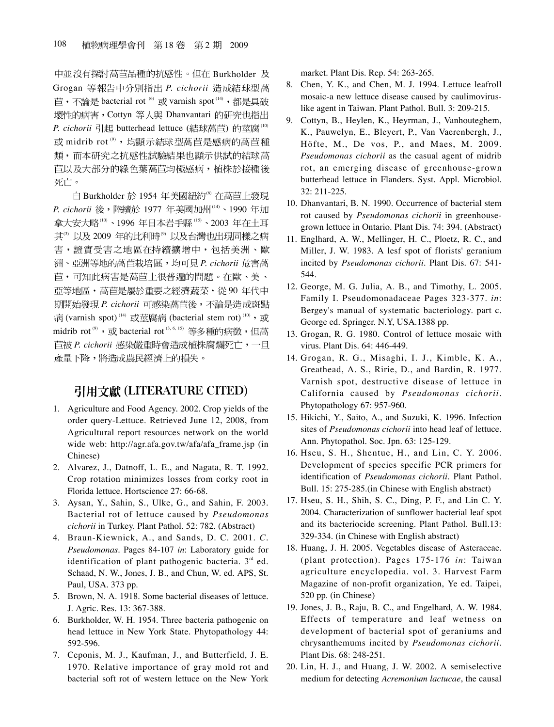中並沒有探討萵苣品種的抗感性。但在 Burkholder 及 Grogan 等報告中分別指出 *P. cichorii* 造成結球型萵苣，不論是 bacterial rot [6] 或 varnish spot [14]，都是具破壞性的病害，Cottyn 等人與 Dhanvantari 的研究也指出 *P. cichorii* 引起 butterhead lettuce (結球萵苣) 的莖腐[10] 或 midrib rot [9]，均顯示結球型萵苣是感病的萵苣種類，而本研究之抗感性試驗結果也顯示供試的結球萵苣以及大部分的綠色葉萵苣均極感病，植株於接種後死亡。

自 Burkholder 於 1954 年美國紐約[6] 在萵苣上發現 *P. cichorii* 後，陸續於 1977 年美國加州[14]、1990 年加拿大安大略[10]、1996 年日本岩手縣 [15]、2003 年在土耳其[3] 以及 2009 年的比利時[9] 以及台灣也出現同樣之病害，證實受害之地區在持續擴增中，包括美洲、歐洲、亞洲等地的萵苣栽培區，均可見 *P. cichorii* 危害萵苣，可知此病害是萵苣上很普遍的問題。在歐、美、亞等地區，萵苣是屬於重要之經濟蔬菜，從 90 年代中期開始發現 *P. cichorii* 可感染萵苣後，不論是造成斑點病 (varnish spot) [14] 或莖腐病 (bacterial stem rot) [10]，或 midrib rot [9]，或 bacterial rot [3, 6, 15] 等多種的病徵，但萵苣被 *P. cichorii* 感染嚴重時會造成植株腐爛死亡，一旦產量下降，將造成農民經濟上的損失。

## 引用文獻 (LITERATURE CITED)

1. Agriculture and Food Agency. 2002. Crop yields of the order query-Lettuce. Retrieved June 12, 2008, from Agricultural report resources network on the world wide web: http://agr.afa.gov.tw/afa/afa_frame.jsp (in Chinese)
2. Alvarez, J., Datnoff, L. E., and Nagata, R. T. 1992. Crop rotation minimizes losses from corky root in Florida lettuce. Hortscience 27: 66-68.
3. Aysan, Y., Sahin, S., Ulke, G., and Sahin, F. 2003. Bacterial rot of lettuce caused by *Pseudomonas cichorii* in Turkey. Plant Pathol. 52: 782. (Abstract)
4. Braun-Kiewnick, A., and Sands, D. C. 2001. *C. Pseudomonas*. Pages 84-107 *in*: Laboratory guide for identification of plant pathogenic bacteria. 3rd ed. Schaad, N. W., Jones, J. B., and Chun, W. ed. APS, St. Paul, USA. 373 pp.
5. Brown, N. A. 1918. Some bacterial diseases of lettuce. J. Agric. Res. 13: 367-388.
6. Burkholder, W. H. 1954. Three bacteria pathogenic on head lettuce in New York State. Phytopathology 44: 592-596.
7. Ceponis, M. J., Kaufman, J., and Butterfield, J. E. 1970. Relative importance of gray mold rot and bacterial soft rot of western lettuce on the New York market. Plant Dis. Rep. 54: 263-265.
8. Chen, Y. K., and Chen, M. J. 1994. Lettuce leafroll mosaic-a new lettuce disease caused by caulimovirus-like agent in Taiwan. Plant Pathol. Bull. 3: 209-215.
9. Cottyn, B., Heylen, K., Heyrman, J., Vanhouteghem, K., Pauwelyn, E., Bleyert, P., Van Vaerenbergh, J., Höfte, M., De vos, P., and Maes, M. 2009. *Pseudomonas cichorii* as the casual agent of midrib rot, an emerging disease of greenhouse-grown butterhead lettuce in Flanders. Syst. Appl. Microbiol. 32: 211-225.
10. Dhanvantari, B. N. 1990. Occurrence of bacterial stem rot caused by *Pseudomonas cichorii* in greenhouse-grown lettuce in Ontario. Plant Dis. 74: 394. (Abstract)
11. Englhard, A. W., Mellinger, H. C., Ploetz, R. C., and Miller, J. W. 1983. A lesf spot of florists' geranium incited by *Pseudomonas cichorii*. Plant Dis. 67: 541-544.
12. George, M. G. Julia, A. B., and Timothy, L. 2005. Family I. Pseudomonadaceae Pages 323-377. *in*: Bergey's manual of systematic bacteriology. part c. George ed. Springer. N.Y, USA.1388 pp.
13. Grogan, R. G. 1980. Control of lettuce mosaic with virus. Plant Dis. 64: 446-449.
14. Grogan, R. G., Misaghi, I. J., Kimble, K. A., Greathead, A. S., Ririe, D., and Bardin, R. 1977. Varnish spot, destructive disease of lettuce in California caused by *Pseudomonas cichorii*. Phytopathology 67: 957-960.
15. Hikichi, Y., Saito, A., and Suzuki, K. 1996. Infection sites of *Pseudomonas cichorii* into head leaf of lettuce. Ann. Phytopathol. Soc. Jpn. 63: 125-129.
16. Hseu, S. H., Shentue, H., and Lin, C. Y. 2006. Development of species specific PCR primers for identification of *Pseudomonas cichorii*. Plant Pathol. Bull. 15: 275-285.(in Chinese with English abstract)
17. Hseu, S. H., Shih, S. C., Ding, P. F., and Lin C. Y. 2004. Characterization of sunflower bacterial leaf spot and its bacteriocide screening. Plant Pathol. Bull.13: 329-334. (in Chinese with English abstract)
18. Huang, J. H. 2005. Vegetables disease of Asteraceae. (plant protection). Pages 175-176 *in*: Taiwan agriculture encyclopedia. vol. 3. Harvest Farm Magazine of non-profit organization, Ye ed. Taipei, 520 pp. (in Chinese)
19. Jones, J. B., Raju, B. C., and Engelhard, A. W. 1984. Effects of temperature and leaf wetness on development of bacterial spot of geraniums and chrysanthemums incited by *Pseudomonas cichorii*. Plant Dis. 68: 248-251.
20. Lin, H. J., and Huang, J. W. 2002. A semiselective medium for detecting *Acremonium lactucae*, the causal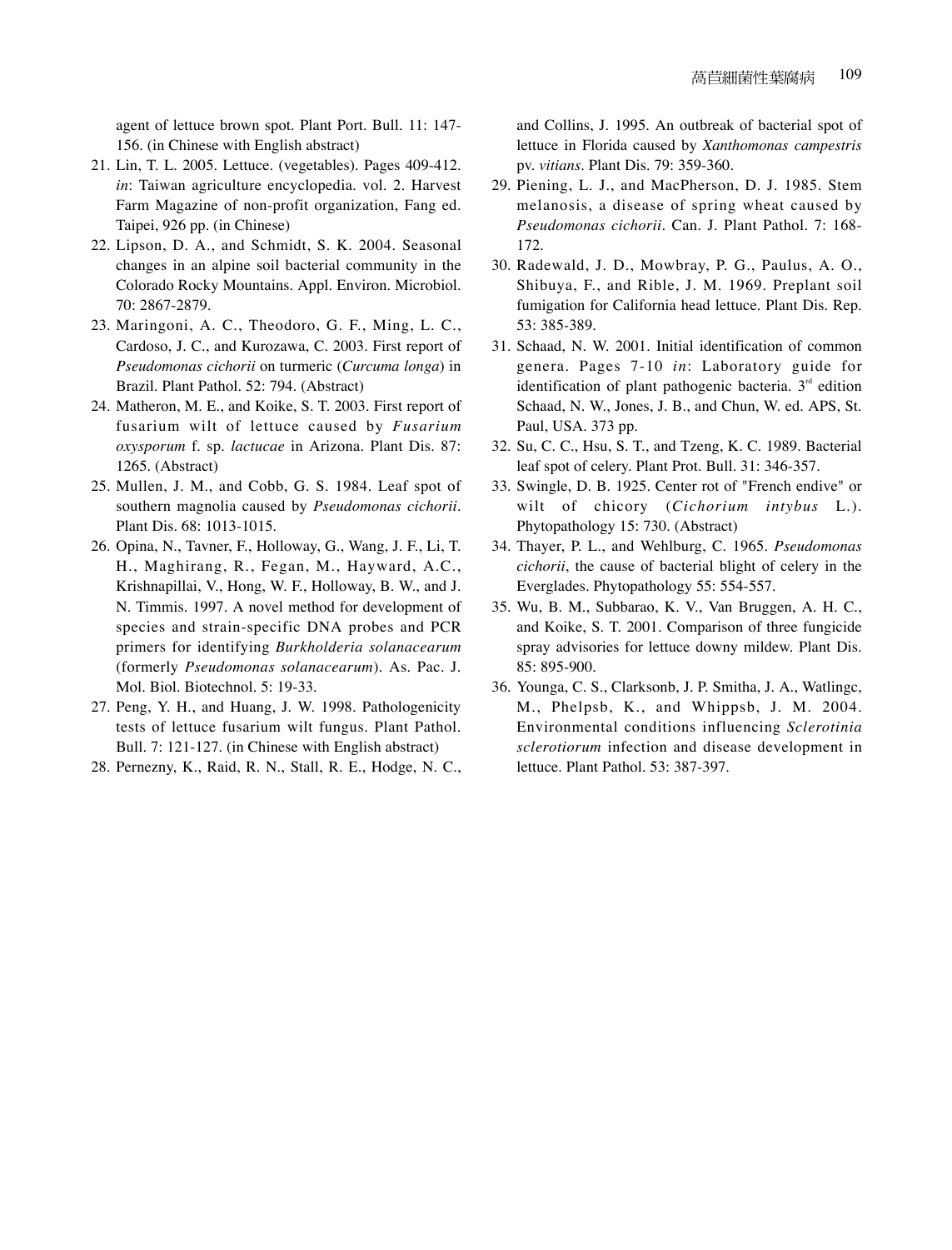agent of lettuce brown spot. Plant Port. Bull. 11: 147-156. (in Chinese with English abstract)

21. Lin, T. L. 2005. Lettuce. (vegetables). Pages 409-412. *in*: Taiwan agriculture encyclopedia. vol. 2. Harvest Farm Magazine of non-profit organization, Fang ed. Taipei, 926 pp. (in Chinese)
22. Lipson, D. A., and Schmidt, S. K. 2004. Seasonal changes in an alpine soil bacterial community in the Colorado Rocky Mountains. Appl. Environ. Microbiol. 70: 2867-2879.
23. Maringoni, A. C., Theodoro, G. F., Ming, L. C., Cardoso, J. C., and Kurozawa, C. 2003. First report of *Pseudomonas cichorii* on turmeric (*Curcuma longa*) in Brazil. Plant Pathol. 52: 794. (Abstract)
24. Matheron, M. E., and Koike, S. T. 2003. First report of fusarium wilt of lettuce caused by *Fusarium oxysporum* f. sp. *lactucae* in Arizona. Plant Dis. 87: 1265. (Abstract)
25. Mullen, J. M., and Cobb, G. S. 1984. Leaf spot of southern magnolia caused by *Pseudomonas cichorii*. Plant Dis. 68: 1013-1015.
26. Opina, N., Tavner, F., Holloway, G., Wang, J. F., Li, T. H., Maghirang, R., Fegan, M., Hayward, A.C., Krishnapillai, V., Hong, W. F., Holloway, B. W., and J. N. Timmis. 1997. A novel method for development of species and strain-specific DNA probes and PCR primers for identifying *Burkholderia solanacearum* (formerly *Pseudomonas solanacearum*). As. Pac. J. Mol. Biol. Biotechnol. 5: 19-33.
27. Peng, Y. H., and Huang, J. W. 1998. Pathologenicity tests of lettuce fusarium wilt fungus. Plant Pathol. Bull. 7: 121-127. (in Chinese with English abstract)
28. Pernezny, K., Raid, R. N., Stall, R. E., Hodge, N. C., and Collins, J. 1995. An outbreak of bacterial spot of lettuce in Florida caused by *Xanthomonas campestris* pv. *vitians*. Plant Dis. 79: 359-360.
29. Piening, L. J., and MacPherson, D. J. 1985. Stem melanosis, a disease of spring wheat caused by *Pseudomonas cichorii*. Can. J. Plant Pathol. 7: 168-172.
30. Radewald, J. D., Mowbray, P. G., Paulus, A. O., Shibuya, F., and Rible, J. M. 1969. Preplant soil fumigation for California head lettuce. Plant Dis. Rep. 53: 385-389.
31. Schaad, N. W. 2001. Initial identification of common genera. Pages 7-10 *in*: Laboratory guide for identification of plant pathogenic bacteria. 3rd edition Schaad, N. W., Jones, J. B., and Chun, W. ed. APS, St. Paul, USA. 373 pp.
32. Su, C. C., Hsu, S. T., and Tzeng, K. C. 1989. Bacterial leaf spot of celery. Plant Prot. Bull. 31: 346-357.
33. Swingle, D. B. 1925. Center rot of "French endive" or wilt of chicory (*Cichorium intybus* L.). Phytopathology 15: 730. (Abstract)
34. Thayer, P. L., and Wehlburg, C. 1965. *Pseudomonas cichorii*, the cause of bacterial blight of celery in the Everglades. Phytopathology 55: 554-557.
35. Wu, B. M., Subbarao, K. V., Van Bruggen, A. H. C., and Koike, S. T. 2001. Comparison of three fungicide spray advisories for lettuce downy mildew. Plant Dis. 85: 895-900.
36. Younga, C. S., Clarksonb, J. P. Smitha, J. A., Watlingc, M., Phelpsb, K., and Whippsb, J. M. 2004. Environmental conditions influencing *Sclerotinia sclerotiorum* infection and disease development in lettuce. Plant Pathol. 53: 387-397.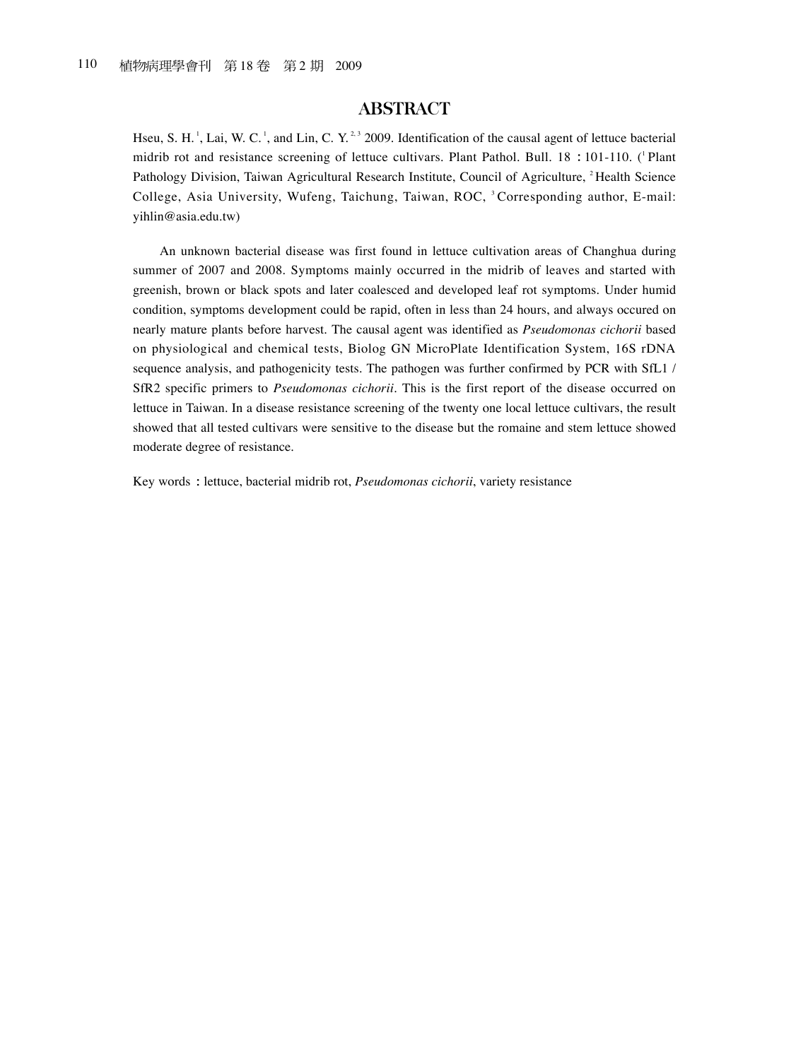## ABSTRACT

Hseu, S. H.[1], Lai, W. C.[1], and Lin, C. Y.[2,3] 2009. Identification of the causal agent of lettuce bacterial midrib rot and resistance screening of lettuce cultivars. Plant Pathol. Bull. 18：101-110. ([1] Plant Pathology Division, Taiwan Agricultural Research Institute, Council of Agriculture, [2] Health Science College, Asia University, Wufeng, Taichung, Taiwan, ROC, [3] Corresponding author, E-mail: yihlin@asia.edu.tw)

An unknown bacterial disease was first found in lettuce cultivation areas of Changhua during summer of 2007 and 2008. Symptoms mainly occurred in the midrib of leaves and started with greenish, brown or black spots and later coalesced and developed leaf rot symptoms. Under humid condition, symptoms development could be rapid, often in less than 24 hours, and always occured on nearly mature plants before harvest. The causal agent was identified as *Pseudomonas cichorii* based on physiological and chemical tests, Biolog GN MicroPlate Identification System, 16S rDNA sequence analysis, and pathogenicity tests. The pathogen was further confirmed by PCR with SfL1 / SfR2 specific primers to *Pseudomonas cichorii*. This is the first report of the disease occurred on lettuce in Taiwan. In a disease resistance screening of the twenty one local lettuce cultivars, the result showed that all tested cultivars were sensitive to the disease but the romaine and stem lettuce showed moderate degree of resistance.

Key words：lettuce, bacterial midrib rot, *Pseudomonas cichorii*, variety resistance